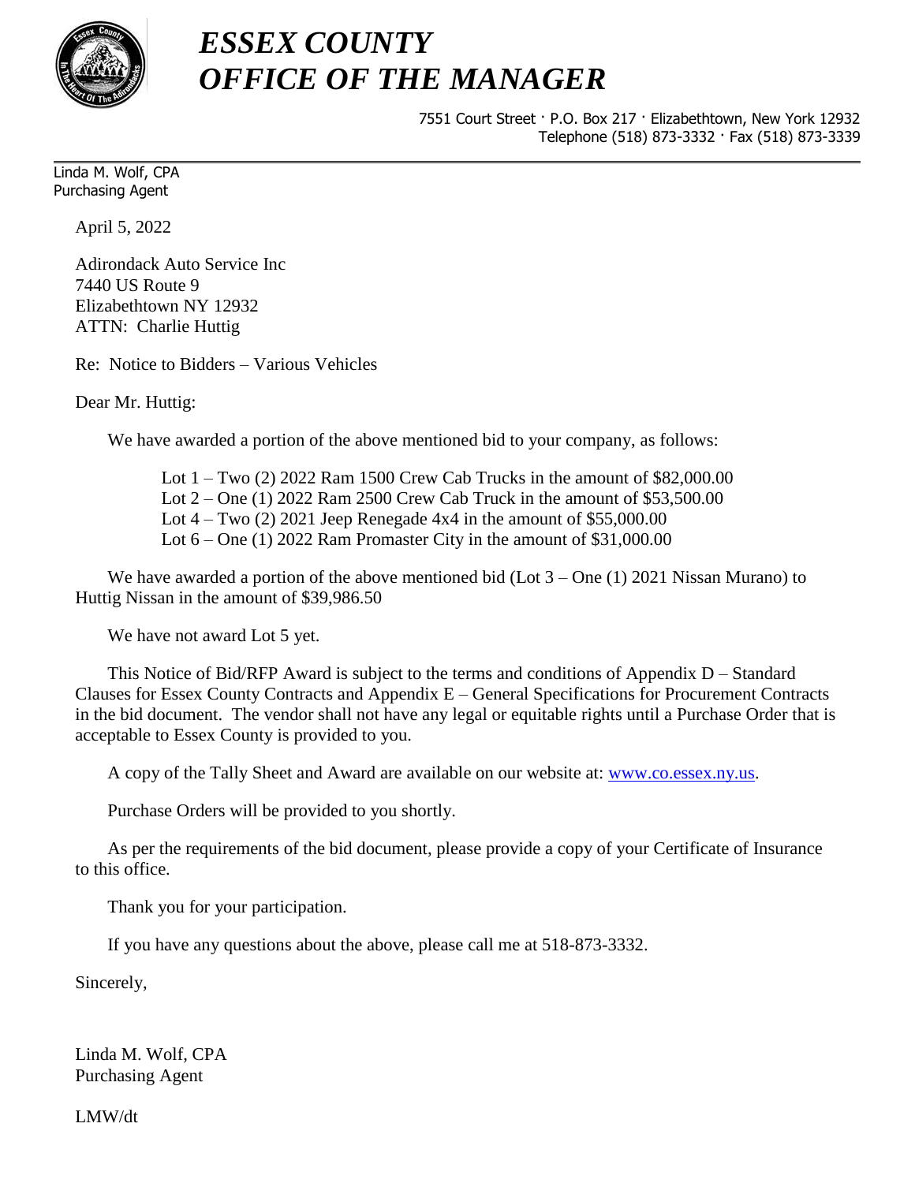# *ESSEX COUNTY*
# *OFFICE OF THE MANAGER*

7551 Court Street · P.O. Box 217 · Elizabethtown, New York 12932
Telephone (518) 873-3332 · Fax (518) 873-3339

Linda M. Wolf, CPA
Purchasing Agent

April 5, 2022

Adirondack Auto Service Inc
7440 US Route 9
Elizabethtown NY 12932
ATTN: Charlie Huttig

Re: Notice to Bidders – Various Vehicles

Dear Mr. Huttig:

We have awarded a portion of the above mentioned bid to your company, as follows:

Lot 1 – Two (2) 2022 Ram 1500 Crew Cab Trucks in the amount of $82,000.00
Lot 2 – One (1) 2022 Ram 2500 Crew Cab Truck in the amount of $53,500.00
Lot 4 – Two (2) 2021 Jeep Renegade 4x4 in the amount of $55,000.00
Lot 6 – One (1) 2022 Ram Promaster City in the amount of $31,000.00

We have awarded a portion of the above mentioned bid (Lot 3 – One (1) 2021 Nissan Murano) to Huttig Nissan in the amount of $39,986.50

We have not award Lot 5 yet.

This Notice of Bid/RFP Award is subject to the terms and conditions of Appendix D – Standard Clauses for Essex County Contracts and Appendix E – General Specifications for Procurement Contracts in the bid document. The vendor shall not have any legal or equitable rights until a Purchase Order that is acceptable to Essex County is provided to you.

A copy of the Tally Sheet and Award are available on our website at: www.co.essex.ny.us.

Purchase Orders will be provided to you shortly.

As per the requirements of the bid document, please provide a copy of your Certificate of Insurance to this office.

Thank you for your participation.

If you have any questions about the above, please call me at 518-873-3332.

Sincerely,

Linda M. Wolf, CPA
Purchasing Agent

LMW/dt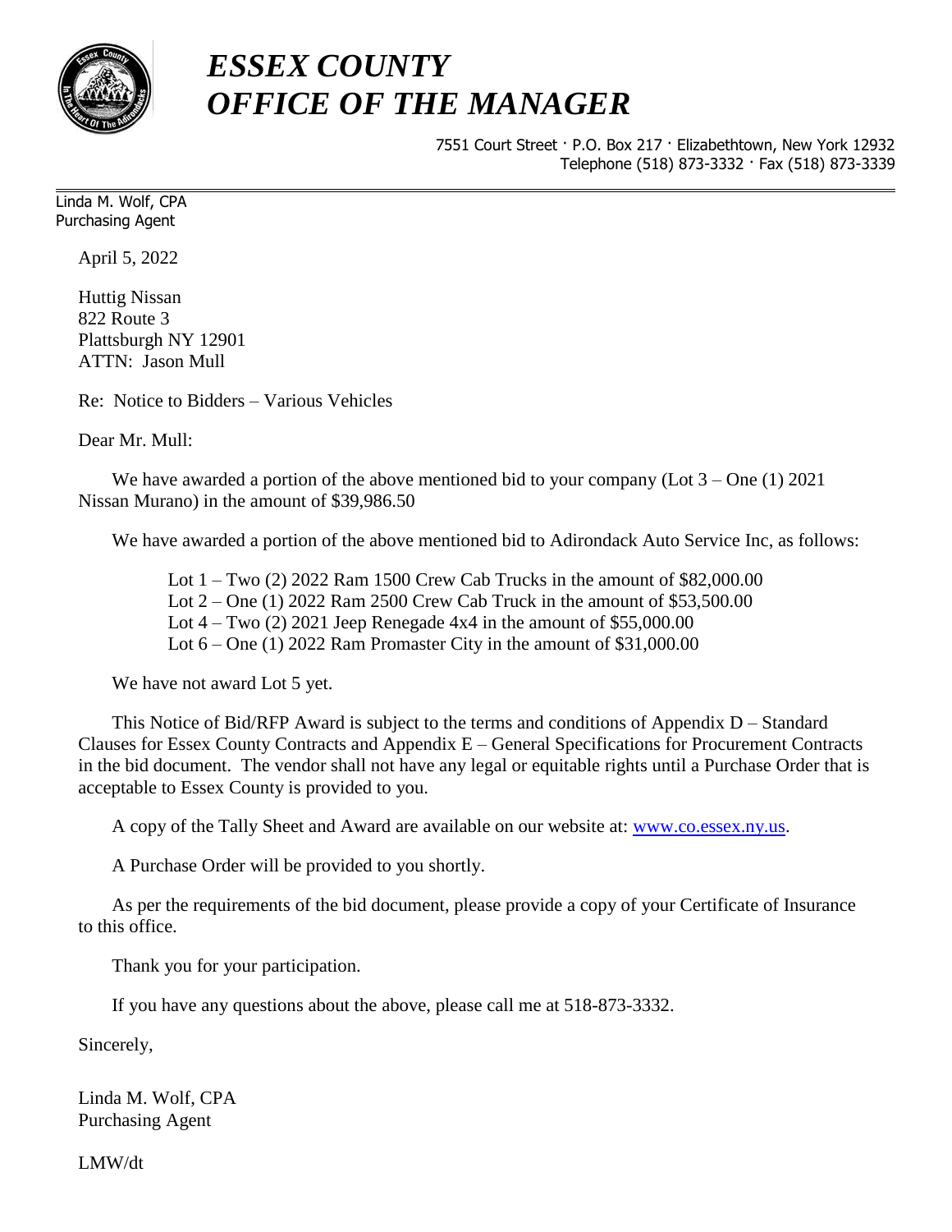# *ESSEX COUNTY*
# *OFFICE OF THE MANAGER*

7551 Court Street · P.O. Box 217 · Elizabethtown, New York 12932
Telephone (518) 873-3332 · Fax (518) 873-3339

Linda M. Wolf, CPA
Purchasing Agent

April 5, 2022

Huttig Nissan
822 Route 3
Plattsburgh NY 12901
ATTN: Jason Mull

Re: Notice to Bidders – Various Vehicles

Dear Mr. Mull:

We have awarded a portion of the above mentioned bid to your company (Lot 3 – One (1) 2021 Nissan Murano) in the amount of $39,986.50

We have awarded a portion of the above mentioned bid to Adirondack Auto Service Inc, as follows:

Lot 1 – Two (2) 2022 Ram 1500 Crew Cab Trucks in the amount of $82,000.00
Lot 2 – One (1) 2022 Ram 2500 Crew Cab Truck in the amount of $53,500.00
Lot 4 – Two (2) 2021 Jeep Renegade 4x4 in the amount of $55,000.00
Lot 6 – One (1) 2022 Ram Promaster City in the amount of $31,000.00

We have not award Lot 5 yet.

This Notice of Bid/RFP Award is subject to the terms and conditions of Appendix D – Standard Clauses for Essex County Contracts and Appendix E – General Specifications for Procurement Contracts in the bid document. The vendor shall not have any legal or equitable rights until a Purchase Order that is acceptable to Essex County is provided to you.

A copy of the Tally Sheet and Award are available on our website at: www.co.essex.ny.us.

A Purchase Order will be provided to you shortly.

As per the requirements of the bid document, please provide a copy of your Certificate of Insurance to this office.

Thank you for your participation.

If you have any questions about the above, please call me at 518-873-3332.

Sincerely,

Linda M. Wolf, CPA
Purchasing Agent

LMW/dt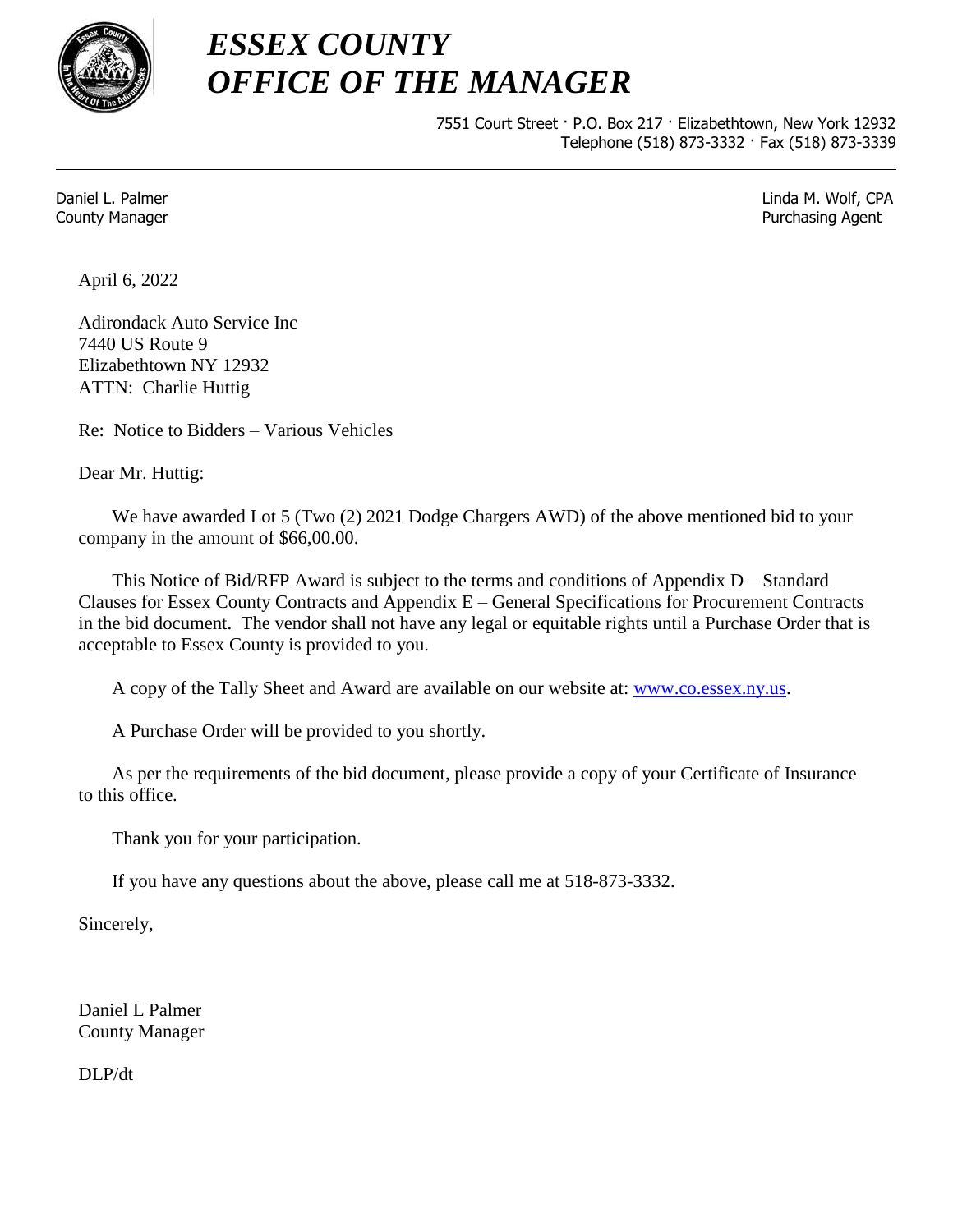# *ESSEX COUNTY*
# *OFFICE OF THE MANAGER*

7551 Court Street · P.O. Box 217 · Elizabethtown, New York 12932
Telephone (518) 873-3332 · Fax (518) 873-3339

---

Daniel L. Palmer
County Manager

Linda M. Wolf, CPA
Purchasing Agent

April 6, 2022

Adirondack Auto Service Inc
7440 US Route 9
Elizabethtown NY 12932
ATTN: Charlie Huttig

Re: Notice to Bidders – Various Vehicles

Dear Mr. Huttig:

We have awarded Lot 5 (Two (2) 2021 Dodge Chargers AWD) of the above mentioned bid to your company in the amount of $66,00.00.

This Notice of Bid/RFP Award is subject to the terms and conditions of Appendix D – Standard Clauses for Essex County Contracts and Appendix E – General Specifications for Procurement Contracts in the bid document. The vendor shall not have any legal or equitable rights until a Purchase Order that is acceptable to Essex County is provided to you.

A copy of the Tally Sheet and Award are available on our website at: www.co.essex.ny.us.

A Purchase Order will be provided to you shortly.

As per the requirements of the bid document, please provide a copy of your Certificate of Insurance to this office.

Thank you for your participation.

If you have any questions about the above, please call me at 518-873-3332.

Sincerely,

Daniel L Palmer
County Manager

DLP/dt